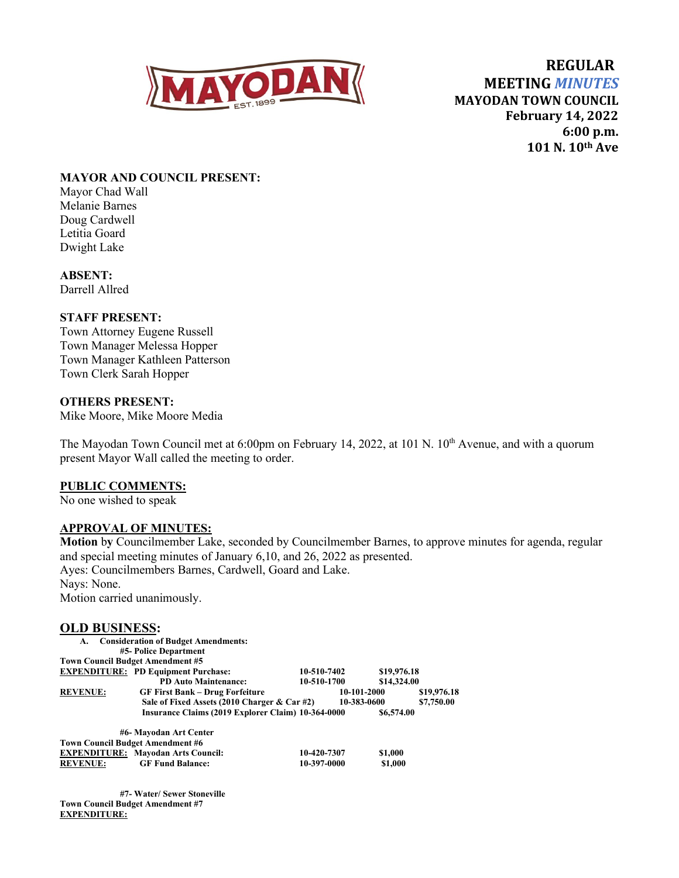MAYODAN EST. 1899

# REGULAR MEETING *MINUTES*
## MAYODAN TOWN COUNCIL
**February 14, 2022**
**6:00 p.m.**
**101 N. 10th Ave**

**MAYOR AND COUNCIL PRESENT:**
Mayor Chad Wall
Melanie Barnes
Doug Cardwell
Letitia Goard
Dwight Lake

**ABSENT:**
Darrell Allred

**STAFF PRESENT:**
Town Attorney Eugene Russell
Town Manager Melessa Hopper
Town Manager Kathleen Patterson
Town Clerk Sarah Hopper

**OTHERS PRESENT:**
Mike Moore, Mike Moore Media

The Mayodan Town Council met at 6:00pm on February 14, 2022, at 101 N. 10th Avenue, and with a quorum present Mayor Wall called the meeting to order.

**PUBLIC COMMENTS:**
No one wished to speak

**APPROVAL OF MINUTES:**
**Motion by** Councilmember Lake, seconded by Councilmember Barnes, to approve minutes for agenda, regular and special meeting minutes of January 6,10, and 26, 2022 as presented.
Ayes: Councilmembers Barnes, Cardwell, Goard and Lake.
Nays: None.
Motion carried unanimously.

## OLD BUSINESS:

**A. Consideration of Budget Amendments:**

**#5- Police Department**
**Town Council Budget Amendment #5**

| | | | | |
|---|---|---|---|---|
| **EXPENDITURE:** | **PD Equipment Purchase:** | **10-510-7402** | **$19,976.18** | |
| | **PD Auto Maintenance:** | **10-510-1700** | **$14,324.00** | |
| **REVENUE:** | **GF First Bank – Drug Forfeiture** | **10-101-2000** | | **$19,976.18** |
| | **Sale of Fixed Assets (2010 Charger & Car #2)** | **10-383-0600** | | **$7,750.00** |
| | **Insurance Claims (2019 Explorer Claim)** | **10-364-0000** | **$6,574.00** | |

**#6- Mayodan Art Center**
**Town Council Budget Amendment #6**

| | | | |
|---|---|---|---|
| **EXPENDITURE:** | **Mayodan Arts Council:** | **10-420-7307** | **$1,000** |
| **REVENUE:** | **GF Fund Balance:** | **10-397-0000** | **$1,000** |

**#7- Water/ Sewer Stoneville**
**Town Council Budget Amendment #7**
**EXPENDITURE:**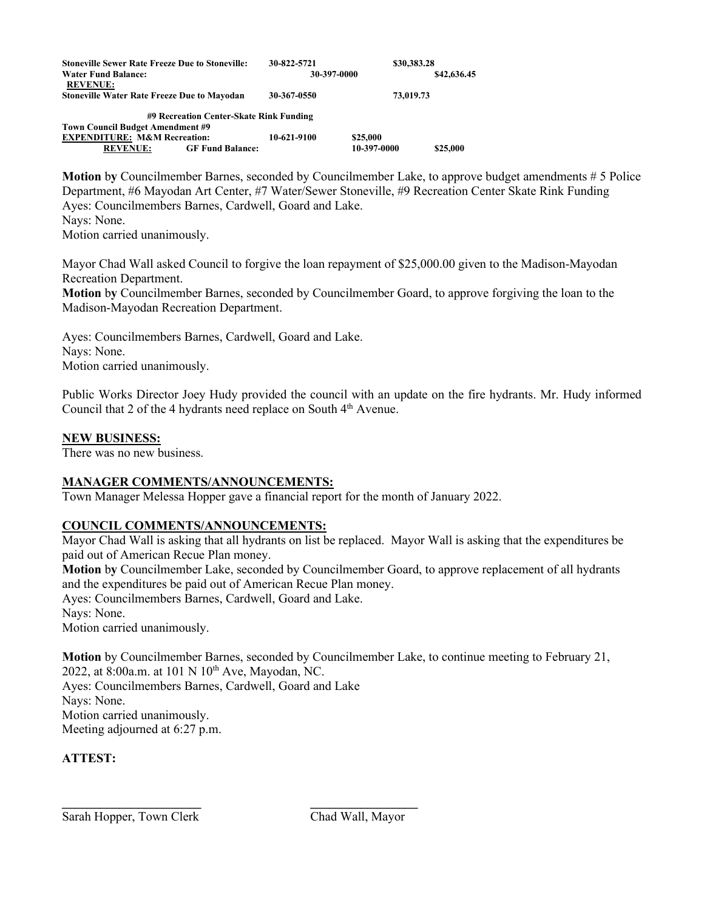| | | | |
|---|---|---|---|
| **Stoneville Sewer Rate Freeze Due to Stoneville:** | **30-822-5721** | | **$30,383.28** |
| **Water Fund Balance:** | | **30-397-0000** | **$42,636.45** |
| **REVENUE:** | | | |
| **Stoneville Water Rate Freeze Due to Mayodan** | **30-367-0550** | | **73,019.73** |

**#9 Recreation Center-Skate Rink Funding**

| | | | |
|---|---|---|---|
| **Town Council Budget Amendment #9** | | | |
| **EXPENDITURE: M&M Recreation:** | **10-621-9100** | **$25,000** | |
| **REVENUE: GF Fund Balance:** | | **10-397-0000** | **$25,000** |

**Motion** by Councilmember Barnes, seconded by Councilmember Lake, to approve budget amendments # 5 Police Department, #6 Mayodan Art Center, #7 Water/Sewer Stoneville, #9 Recreation Center Skate Rink Funding
Ayes: Councilmembers Barnes, Cardwell, Goard and Lake.
Nays: None.
Motion carried unanimously.

Mayor Chad Wall asked Council to forgive the loan repayment of $25,000.00 given to the Madison-Mayodan Recreation Department.
**Motion** by Councilmember Barnes, seconded by Councilmember Goard, to approve forgiving the loan to the Madison-Mayodan Recreation Department.

Ayes: Councilmembers Barnes, Cardwell, Goard and Lake.
Nays: None.
Motion carried unanimously.

Public Works Director Joey Hudy provided the council with an update on the fire hydrants. Mr. Hudy informed Council that 2 of the 4 hydrants need replace on South 4th Avenue.

**NEW BUSINESS:**

There was no new business.

**MANAGER COMMENTS/ANNOUNCEMENTS:**

Town Manager Melessa Hopper gave a financial report for the month of January 2022.

**COUNCIL COMMENTS/ANNOUNCEMENTS:**

Mayor Chad Wall is asking that all hydrants on list be replaced. Mayor Wall is asking that the expenditures be paid out of American Recue Plan money.
**Motion** by Councilmember Lake, seconded by Councilmember Goard, to approve replacement of all hydrants and the expenditures be paid out of American Recue Plan money.
Ayes: Councilmembers Barnes, Cardwell, Goard and Lake.
Nays: None.
Motion carried unanimously.

**Motion** by Councilmember Barnes, seconded by Councilmember Lake, to continue meeting to February 21, 2022, at 8:00a.m. at 101 N 10th Ave, Mayodan, NC.
Ayes: Councilmembers Barnes, Cardwell, Goard and Lake
Nays: None.
Motion carried unanimously.
Meeting adjourned at 6:27 p.m.

**ATTEST:**

______________________ ______________________

Sarah Hopper, Town Clerk Chad Wall, Mayor